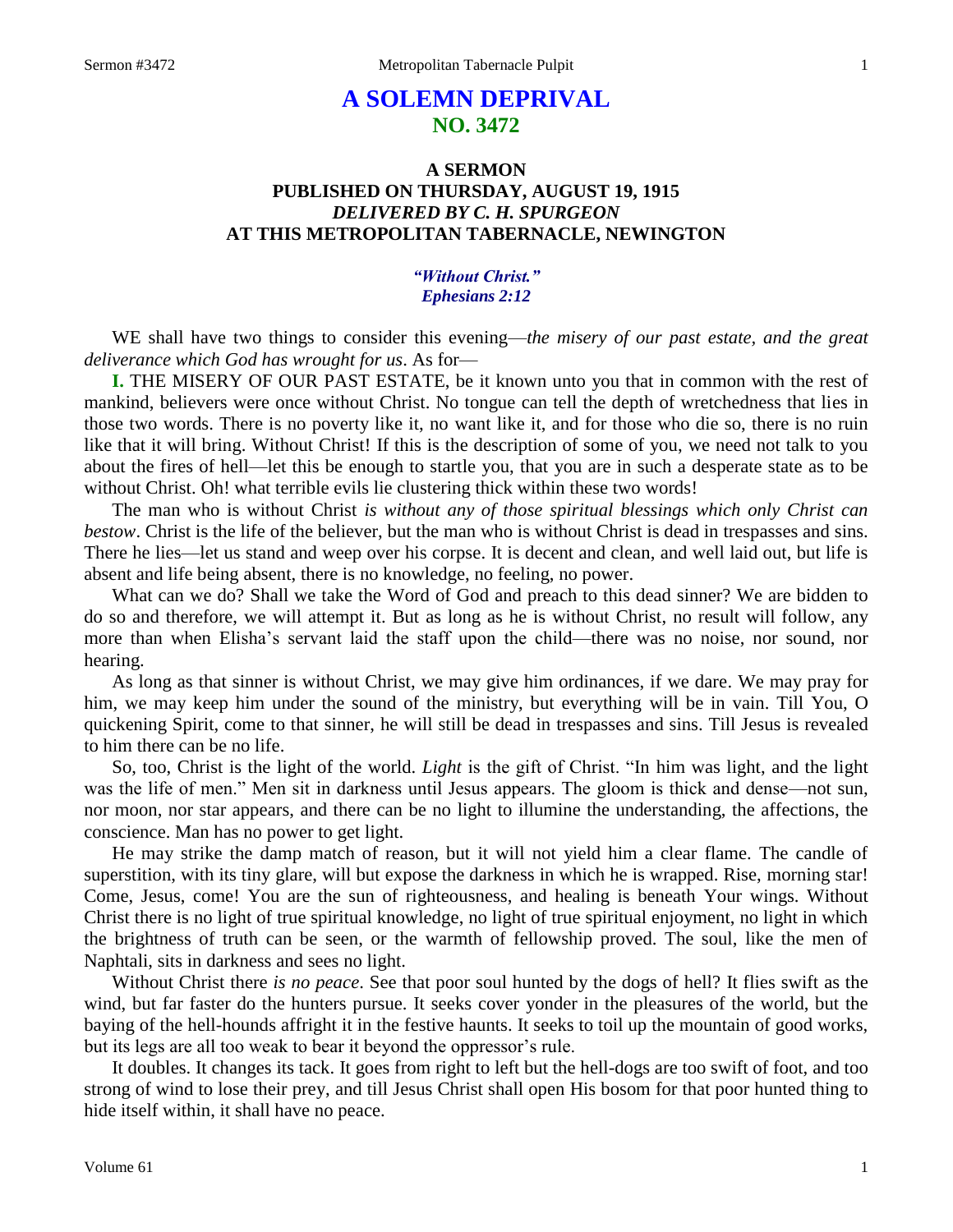# A SOLEMN DEPRIVAL
## NO. 3472

### A SERMON
### PUBLISHED ON THURSDAY, AUGUST 19, 1915
### *DELIVERED BY C. H. SPURGEON*
### AT THIS METROPOLITAN TABERNACLE, NEWINGTON

*"Without Christ."*
*Ephesians 2:12*

WE shall have two things to consider this evening—*the misery of our past estate, and the great deliverance which God has wrought for us*. As for—

**I.** THE MISERY OF OUR PAST ESTATE, be it known unto you that in common with the rest of mankind, believers were once without Christ. No tongue can tell the depth of wretchedness that lies in those two words. There is no poverty like it, no want like it, and for those who die so, there is no ruin like that it will bring. Without Christ! If this is the description of some of you, we need not talk to you about the fires of hell—let this be enough to startle you, that you are in such a desperate state as to be without Christ. Oh! what terrible evils lie clustering thick within these two words!

The man who is without Christ *is without any of those spiritual blessings which only Christ can bestow*. Christ is the life of the believer, but the man who is without Christ is dead in trespasses and sins. There he lies—let us stand and weep over his corpse. It is decent and clean, and well laid out, but life is absent and life being absent, there is no knowledge, no feeling, no power.

What can we do? Shall we take the Word of God and preach to this dead sinner? We are bidden to do so and therefore, we will attempt it. But as long as he is without Christ, no result will follow, any more than when Elisha's servant laid the staff upon the child—there was no noise, nor sound, nor hearing.

As long as that sinner is without Christ, we may give him ordinances, if we dare. We may pray for him, we may keep him under the sound of the ministry, but everything will be in vain. Till You, O quickening Spirit, come to that sinner, he will still be dead in trespasses and sins. Till Jesus is revealed to him there can be no life.

So, too, Christ is the light of the world. *Light* is the gift of Christ. "In him was light, and the light was the life of men." Men sit in darkness until Jesus appears. The gloom is thick and dense—not sun, nor moon, nor star appears, and there can be no light to illumine the understanding, the affections, the conscience. Man has no power to get light.

He may strike the damp match of reason, but it will not yield him a clear flame. The candle of superstition, with its tiny glare, will but expose the darkness in which he is wrapped. Rise, morning star! Come, Jesus, come! You are the sun of righteousness, and healing is beneath Your wings. Without Christ there is no light of true spiritual knowledge, no light of true spiritual enjoyment, no light in which the brightness of truth can be seen, or the warmth of fellowship proved. The soul, like the men of Naphtali, sits in darkness and sees no light.

Without Christ there *is no peace*. See that poor soul hunted by the dogs of hell? It flies swift as the wind, but far faster do the hunters pursue. It seeks cover yonder in the pleasures of the world, but the baying of the hell-hounds affright it in the festive haunts. It seeks to toil up the mountain of good works, but its legs are all too weak to bear it beyond the oppressor's rule.

It doubles. It changes its tack. It goes from right to left but the hell-dogs are too swift of foot, and too strong of wind to lose their prey, and till Jesus Christ shall open His bosom for that poor hunted thing to hide itself within, it shall have no peace.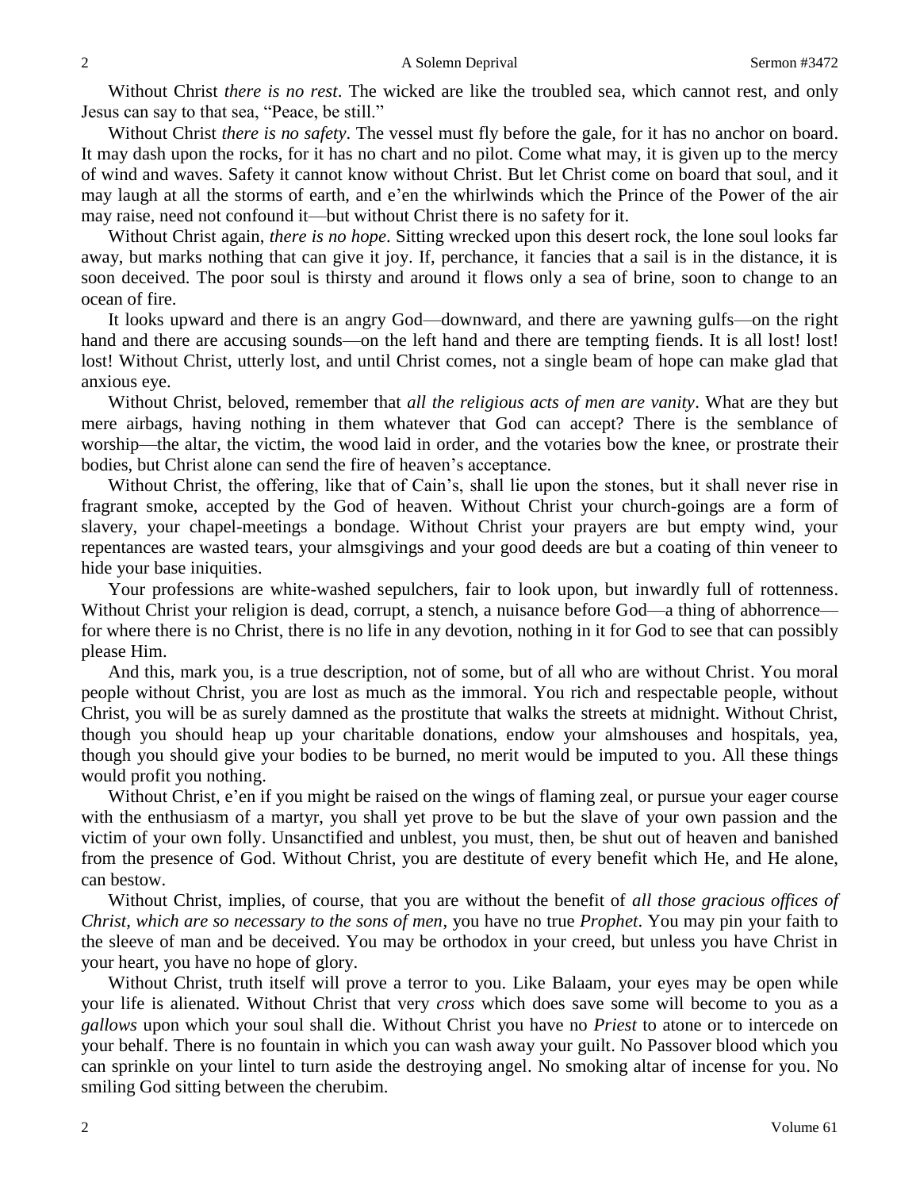Without Christ *there is no rest*. The wicked are like the troubled sea, which cannot rest, and only Jesus can say to that sea, "Peace, be still."

Without Christ *there is no safety*. The vessel must fly before the gale, for it has no anchor on board. It may dash upon the rocks, for it has no chart and no pilot. Come what may, it is given up to the mercy of wind and waves. Safety it cannot know without Christ. But let Christ come on board that soul, and it may laugh at all the storms of earth, and e'en the whirlwinds which the Prince of the Power of the air may raise, need not confound it—but without Christ there is no safety for it.

Without Christ again, *there is no hope*. Sitting wrecked upon this desert rock, the lone soul looks far away, but marks nothing that can give it joy. If, perchance, it fancies that a sail is in the distance, it is soon deceived. The poor soul is thirsty and around it flows only a sea of brine, soon to change to an ocean of fire.

It looks upward and there is an angry God—downward, and there are yawning gulfs—on the right hand and there are accusing sounds—on the left hand and there are tempting fiends. It is all lost! lost! lost! Without Christ, utterly lost, and until Christ comes, not a single beam of hope can make glad that anxious eye.

Without Christ, beloved, remember that *all the religious acts of men are vanity*. What are they but mere airbags, having nothing in them whatever that God can accept? There is the semblance of worship—the altar, the victim, the wood laid in order, and the votaries bow the knee, or prostrate their bodies, but Christ alone can send the fire of heaven's acceptance.

Without Christ, the offering, like that of Cain's, shall lie upon the stones, but it shall never rise in fragrant smoke, accepted by the God of heaven. Without Christ your church-goings are a form of slavery, your chapel-meetings a bondage. Without Christ your prayers are but empty wind, your repentances are wasted tears, your almsgivings and your good deeds are but a coating of thin veneer to hide your base iniquities.

Your professions are white-washed sepulchers, fair to look upon, but inwardly full of rottenness. Without Christ your religion is dead, corrupt, a stench, a nuisance before God—a thing of abhorrence—for where there is no Christ, there is no life in any devotion, nothing in it for God to see that can possibly please Him.

And this, mark you, is a true description, not of some, but of all who are without Christ. You moral people without Christ, you are lost as much as the immoral. You rich and respectable people, without Christ, you will be as surely damned as the prostitute that walks the streets at midnight. Without Christ, though you should heap up your charitable donations, endow your almshouses and hospitals, yea, though you should give your bodies to be burned, no merit would be imputed to you. All these things would profit you nothing.

Without Christ, e'en if you might be raised on the wings of flaming zeal, or pursue your eager course with the enthusiasm of a martyr, you shall yet prove to be but the slave of your own passion and the victim of your own folly. Unsanctified and unblest, you must, then, be shut out of heaven and banished from the presence of God. Without Christ, you are destitute of every benefit which He, and He alone, can bestow.

Without Christ, implies, of course, that you are without the benefit of *all those gracious offices of Christ, which are so necessary to the sons of men*, you have no true *Prophet*. You may pin your faith to the sleeve of man and be deceived. You may be orthodox in your creed, but unless you have Christ in your heart, you have no hope of glory.

Without Christ, truth itself will prove a terror to you. Like Balaam, your eyes may be open while your life is alienated. Without Christ that very *cross* which does save some will become to you as a *gallows* upon which your soul shall die. Without Christ you have no *Priest* to atone or to intercede on your behalf. There is no fountain in which you can wash away your guilt. No Passover blood which you can sprinkle on your lintel to turn aside the destroying angel. No smoking altar of incense for you. No smiling God sitting between the cherubim.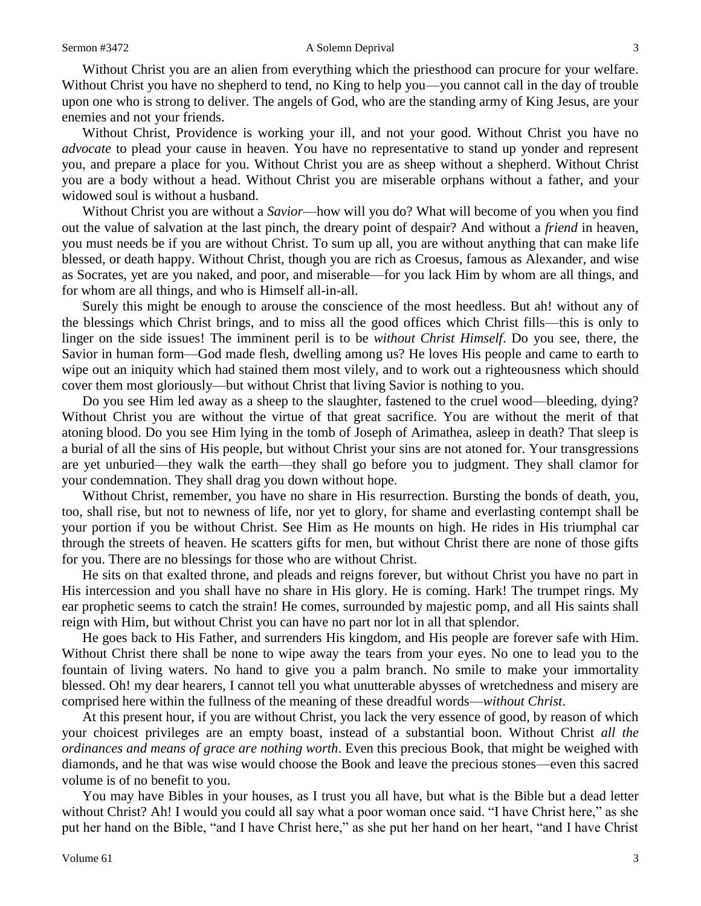Without Christ you are an alien from everything which the priesthood can procure for your welfare. Without Christ you have no shepherd to tend, no King to help you—you cannot call in the day of trouble upon one who is strong to deliver. The angels of God, who are the standing army of King Jesus, are your enemies and not your friends.

Without Christ, Providence is working your ill, and not your good. Without Christ you have no *advocate* to plead your cause in heaven. You have no representative to stand up yonder and represent you, and prepare a place for you. Without Christ you are as sheep without a shepherd. Without Christ you are a body without a head. Without Christ you are miserable orphans without a father, and your widowed soul is without a husband.

Without Christ you are without a *Savior*—how will you do? What will become of you when you find out the value of salvation at the last pinch, the dreary point of despair? And without a *friend* in heaven, you must needs be if you are without Christ. To sum up all, you are without anything that can make life blessed, or death happy. Without Christ, though you are rich as Croesus, famous as Alexander, and wise as Socrates, yet are you naked, and poor, and miserable—for you lack Him by whom are all things, and for whom are all things, and who is Himself all-in-all.

Surely this might be enough to arouse the conscience of the most heedless. But ah! without any of the blessings which Christ brings, and to miss all the good offices which Christ fills—this is only to linger on the side issues! The imminent peril is to be *without Christ Himself*. Do you see, there, the Savior in human form—God made flesh, dwelling among us? He loves His people and came to earth to wipe out an iniquity which had stained them most vilely, and to work out a righteousness which should cover them most gloriously—but without Christ that living Savior is nothing to you.

Do you see Him led away as a sheep to the slaughter, fastened to the cruel wood—bleeding, dying? Without Christ you are without the virtue of that great sacrifice. You are without the merit of that atoning blood. Do you see Him lying in the tomb of Joseph of Arimathea, asleep in death? That sleep is a burial of all the sins of His people, but without Christ your sins are not atoned for. Your transgressions are yet unburied—they walk the earth—they shall go before you to judgment. They shall clamor for your condemnation. They shall drag you down without hope.

Without Christ, remember, you have no share in His resurrection. Bursting the bonds of death, you, too, shall rise, but not to newness of life, nor yet to glory, for shame and everlasting contempt shall be your portion if you be without Christ. See Him as He mounts on high. He rides in His triumphal car through the streets of heaven. He scatters gifts for men, but without Christ there are none of those gifts for you. There are no blessings for those who are without Christ.

He sits on that exalted throne, and pleads and reigns forever, but without Christ you have no part in His intercession and you shall have no share in His glory. He is coming. Hark! The trumpet rings. My ear prophetic seems to catch the strain! He comes, surrounded by majestic pomp, and all His saints shall reign with Him, but without Christ you can have no part nor lot in all that splendor.

He goes back to His Father, and surrenders His kingdom, and His people are forever safe with Him. Without Christ there shall be none to wipe away the tears from your eyes. No one to lead you to the fountain of living waters. No hand to give you a palm branch. No smile to make your immortality blessed. Oh! my dear hearers, I cannot tell you what unutterable abysses of wretchedness and misery are comprised here within the fullness of the meaning of these dreadful words—*without Christ*.

At this present hour, if you are without Christ, you lack the very essence of good, by reason of which your choicest privileges are an empty boast, instead of a substantial boon. Without Christ *all the ordinances and means of grace are nothing worth*. Even this precious Book, that might be weighed with diamonds, and he that was wise would choose the Book and leave the precious stones—even this sacred volume is of no benefit to you.

You may have Bibles in your houses, as I trust you all have, but what is the Bible but a dead letter without Christ? Ah! I would you could all say what a poor woman once said. "I have Christ here," as she put her hand on the Bible, "and I have Christ here," as she put her hand on her heart, "and I have Christ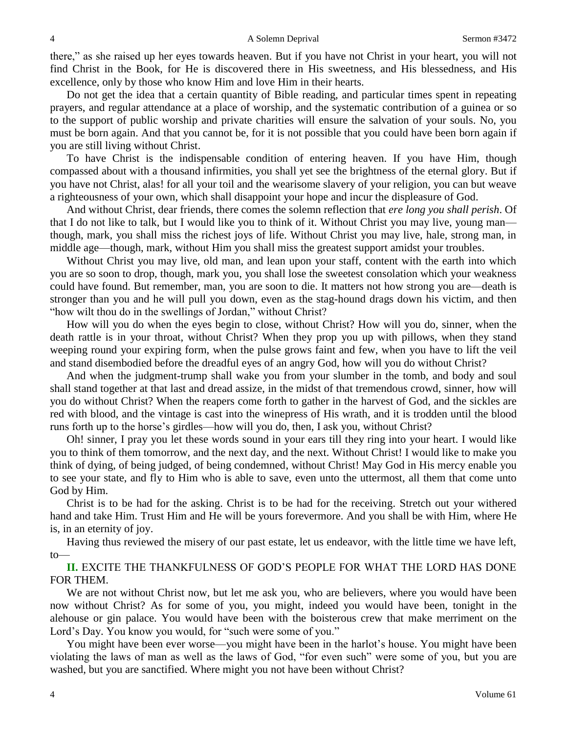there," as she raised up her eyes towards heaven. But if you have not Christ in your heart, you will not find Christ in the Book, for He is discovered there in His sweetness, and His blessedness, and His excellence, only by those who know Him and love Him in their hearts.

Do not get the idea that a certain quantity of Bible reading, and particular times spent in repeating prayers, and regular attendance at a place of worship, and the systematic contribution of a guinea or so to the support of public worship and private charities will ensure the salvation of your souls. No, you must be born again. And that you cannot be, for it is not possible that you could have been born again if you are still living without Christ.

To have Christ is the indispensable condition of entering heaven. If you have Him, though compassed about with a thousand infirmities, you shall yet see the brightness of the eternal glory. But if you have not Christ, alas! for all your toil and the wearisome slavery of your religion, you can but weave a righteousness of your own, which shall disappoint your hope and incur the displeasure of God.

And without Christ, dear friends, there comes the solemn reflection that *ere long you shall perish*. Of that I do not like to talk, but I would like you to think of it. Without Christ you may live, young man—though, mark, you shall miss the richest joys of life. Without Christ you may live, hale, strong man, in middle age—though, mark, without Him you shall miss the greatest support amidst your troubles.

Without Christ you may live, old man, and lean upon your staff, content with the earth into which you are so soon to drop, though, mark you, you shall lose the sweetest consolation which your weakness could have found. But remember, man, you are soon to die. It matters not how strong you are—death is stronger than you and he will pull you down, even as the stag-hound drags down his victim, and then "how wilt thou do in the swellings of Jordan," without Christ?

How will you do when the eyes begin to close, without Christ? How will you do, sinner, when the death rattle is in your throat, without Christ? When they prop you up with pillows, when they stand weeping round your expiring form, when the pulse grows faint and few, when you have to lift the veil and stand disembodied before the dreadful eyes of an angry God, how will you do without Christ?

And when the judgment-trump shall wake you from your slumber in the tomb, and body and soul shall stand together at that last and dread assize, in the midst of that tremendous crowd, sinner, how will you do without Christ? When the reapers come forth to gather in the harvest of God, and the sickles are red with blood, and the vintage is cast into the winepress of His wrath, and it is trodden until the blood runs forth up to the horse's girdles—how will you do, then, I ask you, without Christ?

Oh! sinner, I pray you let these words sound in your ears till they ring into your heart. I would like you to think of them tomorrow, and the next day, and the next. Without Christ! I would like to make you think of dying, of being judged, of being condemned, without Christ! May God in His mercy enable you to see your state, and fly to Him who is able to save, even unto the uttermost, all them that come unto God by Him.

Christ is to be had for the asking. Christ is to be had for the receiving. Stretch out your withered hand and take Him. Trust Him and He will be yours forevermore. And you shall be with Him, where He is, in an eternity of joy.

Having thus reviewed the misery of our past estate, let us endeavor, with the little time we have left, to—

**II.** EXCITE THE THANKFULNESS OF GOD'S PEOPLE FOR WHAT THE LORD HAS DONE FOR THEM.

We are not without Christ now, but let me ask you, who are believers, where you would have been now without Christ? As for some of you, you might, indeed you would have been, tonight in the alehouse or gin palace. You would have been with the boisterous crew that make merriment on the Lord's Day. You know you would, for "such were some of you."

You might have been ever worse—you might have been in the harlot's house. You might have been violating the laws of man as well as the laws of God, "for even such" were some of you, but you are washed, but you are sanctified. Where might you not have been without Christ?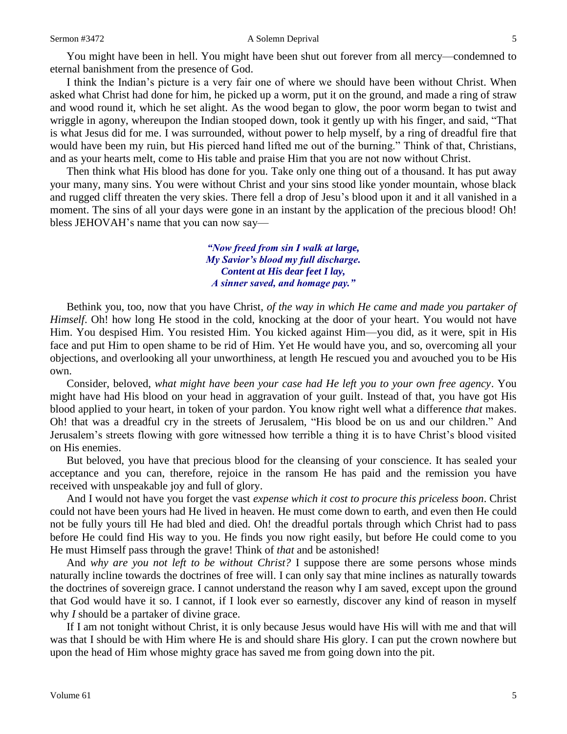You might have been in hell. You might have been shut out forever from all mercy—condemned to eternal banishment from the presence of God.

I think the Indian's picture is a very fair one of where we should have been without Christ. When asked what Christ had done for him, he picked up a worm, put it on the ground, and made a ring of straw and wood round it, which he set alight. As the wood began to glow, the poor worm began to twist and wriggle in agony, whereupon the Indian stooped down, took it gently up with his finger, and said, "That is what Jesus did for me. I was surrounded, without power to help myself, by a ring of dreadful fire that would have been my ruin, but His pierced hand lifted me out of the burning." Think of that, Christians, and as your hearts melt, come to His table and praise Him that you are not now without Christ.

Then think what His blood has done for you. Take only one thing out of a thousand. It has put away your many, many sins. You were without Christ and your sins stood like yonder mountain, whose black and rugged cliff threaten the very skies. There fell a drop of Jesu's blood upon it and it all vanished in a moment. The sins of all your days were gone in an instant by the application of the precious blood! Oh! bless JEHOVAH's name that you can now say—

> ***"Now freed from sin I walk at large,***
> ***My Savior's blood my full discharge.***
> ***Content at His dear feet I lay,***
> ***A sinner saved, and homage pay."***

Bethink you, too, now that you have Christ, *of the way in which He came and made you partaker of Himself*. Oh! how long He stood in the cold, knocking at the door of your heart. You would not have Him. You despised Him. You resisted Him. You kicked against Him—you did, as it were, spit in His face and put Him to open shame to be rid of Him. Yet He would have you, and so, overcoming all your objections, and overlooking all your unworthiness, at length He rescued you and avouched you to be His own.

Consider, beloved, *what might have been your case had He left you to your own free agency*. You might have had His blood on your head in aggravation of your guilt. Instead of that, you have got His blood applied to your heart, in token of your pardon. You know right well what a difference *that* makes. Oh! that was a dreadful cry in the streets of Jerusalem, "His blood be on us and our children." And Jerusalem's streets flowing with gore witnessed how terrible a thing it is to have Christ's blood visited on His enemies.

But beloved, you have that precious blood for the cleansing of your conscience. It has sealed your acceptance and you can, therefore, rejoice in the ransom He has paid and the remission you have received with unspeakable joy and full of glory.

And I would not have you forget the vast *expense which it cost to procure this priceless boon*. Christ could not have been yours had He lived in heaven. He must come down to earth, and even then He could not be fully yours till He had bled and died. Oh! the dreadful portals through which Christ had to pass before He could find His way to you. He finds you now right easily, but before He could come to you He must Himself pass through the grave! Think of *that* and be astonished!

And *why are you not left to be without Christ?* I suppose there are some persons whose minds naturally incline towards the doctrines of free will. I can only say that mine inclines as naturally towards the doctrines of sovereign grace. I cannot understand the reason why I am saved, except upon the ground that God would have it so. I cannot, if I look ever so earnestly, discover any kind of reason in myself why *I* should be a partaker of divine grace.

If I am not tonight without Christ, it is only because Jesus would have His will with me and that will was that I should be with Him where He is and should share His glory. I can put the crown nowhere but upon the head of Him whose mighty grace has saved me from going down into the pit.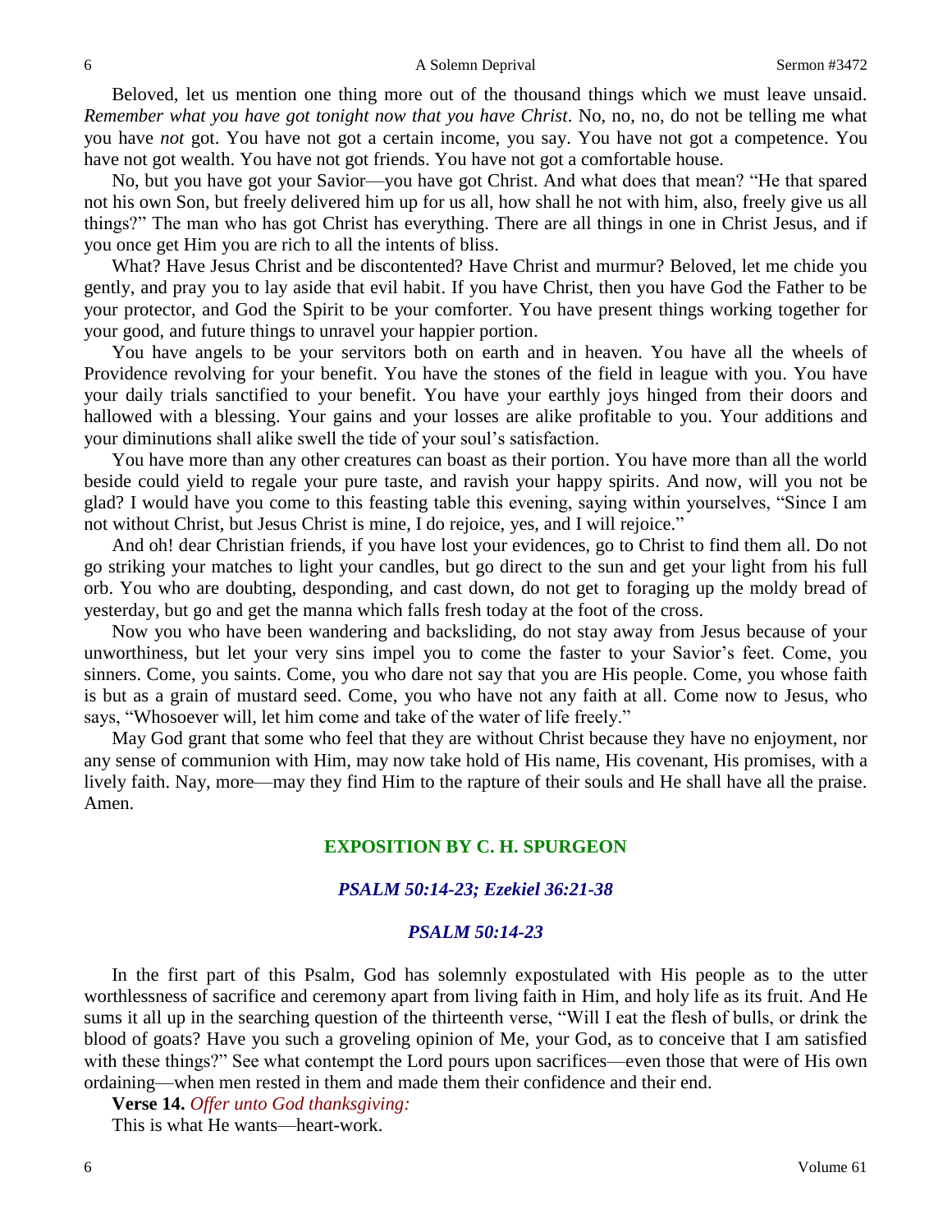Beloved, let us mention one thing more out of the thousand things which we must leave unsaid. *Remember what you have got tonight now that you have Christ*. No, no, no, do not be telling me what you have *not* got. You have not got a certain income, you say. You have not got a competence. You have not got wealth. You have not got friends. You have not got a comfortable house.

No, but you have got your Savior—you have got Christ. And what does that mean? "He that spared not his own Son, but freely delivered him up for us all, how shall he not with him, also, freely give us all things?" The man who has got Christ has everything. There are all things in one in Christ Jesus, and if you once get Him you are rich to all the intents of bliss.

What? Have Jesus Christ and be discontented? Have Christ and murmur? Beloved, let me chide you gently, and pray you to lay aside that evil habit. If you have Christ, then you have God the Father to be your protector, and God the Spirit to be your comforter. You have present things working together for your good, and future things to unravel your happier portion.

You have angels to be your servitors both on earth and in heaven. You have all the wheels of Providence revolving for your benefit. You have the stones of the field in league with you. You have your daily trials sanctified to your benefit. You have your earthly joys hinged from their doors and hallowed with a blessing. Your gains and your losses are alike profitable to you. Your additions and your diminutions shall alike swell the tide of your soul's satisfaction.

You have more than any other creatures can boast as their portion. You have more than all the world beside could yield to regale your pure taste, and ravish your happy spirits. And now, will you not be glad? I would have you come to this feasting table this evening, saying within yourselves, "Since I am not without Christ, but Jesus Christ is mine, I do rejoice, yes, and I will rejoice."

And oh! dear Christian friends, if you have lost your evidences, go to Christ to find them all. Do not go striking your matches to light your candles, but go direct to the sun and get your light from his full orb. You who are doubting, desponding, and cast down, do not get to foraging up the moldy bread of yesterday, but go and get the manna which falls fresh today at the foot of the cross.

Now you who have been wandering and backsliding, do not stay away from Jesus because of your unworthiness, but let your very sins impel you to come the faster to your Savior's feet. Come, you sinners. Come, you saints. Come, you who dare not say that you are His people. Come, you whose faith is but as a grain of mustard seed. Come, you who have not any faith at all. Come now to Jesus, who says, "Whosoever will, let him come and take of the water of life freely."

May God grant that some who feel that they are without Christ because they have no enjoyment, nor any sense of communion with Him, may now take hold of His name, His covenant, His promises, with a lively faith. Nay, more—may they find Him to the rapture of their souls and He shall have all the praise. Amen.

## EXPOSITION BY C. H. SPURGEON

### *PSALM 50:14-23; Ezekiel 36:21-38*

### *PSALM 50:14-23*

In the first part of this Psalm, God has solemnly expostulated with His people as to the utter worthlessness of sacrifice and ceremony apart from living faith in Him, and holy life as its fruit. And He sums it all up in the searching question of the thirteenth verse, "Will I eat the flesh of bulls, or drink the blood of goats? Have you such a groveling opinion of Me, your God, as to conceive that I am satisfied with these things?" See what contempt the Lord pours upon sacrifices—even those that were of His own ordaining—when men rested in them and made them their confidence and their end.

**Verse 14.** *Offer unto God thanksgiving:*

This is what He wants—heart-work.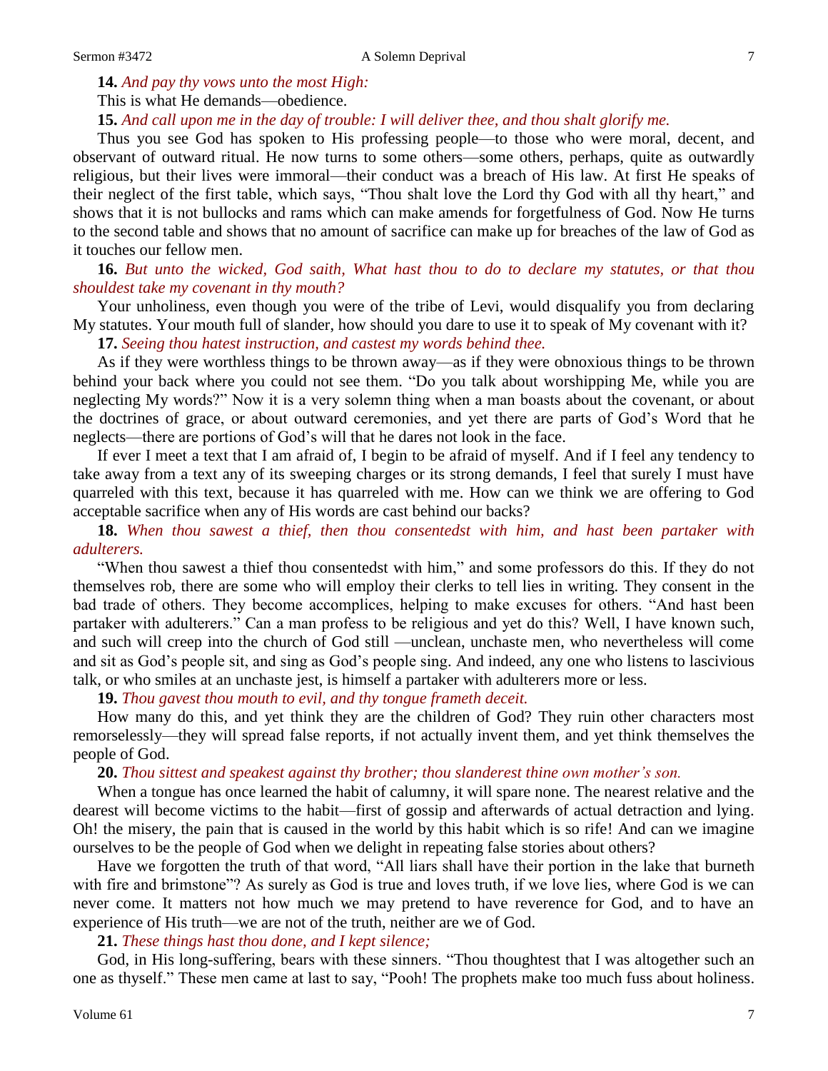**14.** *And pay thy vows unto the most High:*

This is what He demands—obedience.

**15.** *And call upon me in the day of trouble: I will deliver thee, and thou shalt glorify me.*

Thus you see God has spoken to His professing people—to those who were moral, decent, and observant of outward ritual. He now turns to some others—some others, perhaps, quite as outwardly religious, but their lives were immoral—their conduct was a breach of His law. At first He speaks of their neglect of the first table, which says, "Thou shalt love the Lord thy God with all thy heart," and shows that it is not bullocks and rams which can make amends for forgetfulness of God. Now He turns to the second table and shows that no amount of sacrifice can make up for breaches of the law of God as it touches our fellow men.

**16.** *But unto the wicked, God saith, What hast thou to do to declare my statutes, or that thou shouldest take my covenant in thy mouth?*

Your unholiness, even though you were of the tribe of Levi, would disqualify you from declaring My statutes. Your mouth full of slander, how should you dare to use it to speak of My covenant with it?

**17.** *Seeing thou hatest instruction, and castest my words behind thee.*

As if they were worthless things to be thrown away—as if they were obnoxious things to be thrown behind your back where you could not see them. "Do you talk about worshipping Me, while you are neglecting My words?" Now it is a very solemn thing when a man boasts about the covenant, or about the doctrines of grace, or about outward ceremonies, and yet there are parts of God's Word that he neglects—there are portions of God's will that he dares not look in the face.

If ever I meet a text that I am afraid of, I begin to be afraid of myself. And if I feel any tendency to take away from a text any of its sweeping charges or its strong demands, I feel that surely I must have quarreled with this text, because it has quarreled with me. How can we think we are offering to God acceptable sacrifice when any of His words are cast behind our backs?

**18.** *When thou sawest a thief, then thou consentedst with him, and hast been partaker with adulterers.*

"When thou sawest a thief thou consentedst with him," and some professors do this. If they do not themselves rob, there are some who will employ their clerks to tell lies in writing. They consent in the bad trade of others. They become accomplices, helping to make excuses for others. "And hast been partaker with adulterers." Can a man profess to be religious and yet do this? Well, I have known such, and such will creep into the church of God still —unclean, unchaste men, who nevertheless will come and sit as God's people sit, and sing as God's people sing. And indeed, any one who listens to lascivious talk, or who smiles at an unchaste jest, is himself a partaker with adulterers more or less.

**19.** *Thou gavest thou mouth to evil, and thy tongue frameth deceit.*

How many do this, and yet think they are the children of God? They ruin other characters most remorselessly—they will spread false reports, if not actually invent them, and yet think themselves the people of God.

**20.** *Thou sittest and speakest against thy brother; thou slanderest thine own mother's son.*

When a tongue has once learned the habit of calumny, it will spare none. The nearest relative and the dearest will become victims to the habit—first of gossip and afterwards of actual detraction and lying. Oh! the misery, the pain that is caused in the world by this habit which is so rife! And can we imagine ourselves to be the people of God when we delight in repeating false stories about others?

Have we forgotten the truth of that word, "All liars shall have their portion in the lake that burneth with fire and brimstone"? As surely as God is true and loves truth, if we love lies, where God is we can never come. It matters not how much we may pretend to have reverence for God, and to have an experience of His truth—we are not of the truth, neither are we of God.

**21.** *These things hast thou done, and I kept silence;*

God, in His long-suffering, bears with these sinners. "Thou thoughtest that I was altogether such an one as thyself." These men came at last to say, "Pooh! The prophets make too much fuss about holiness.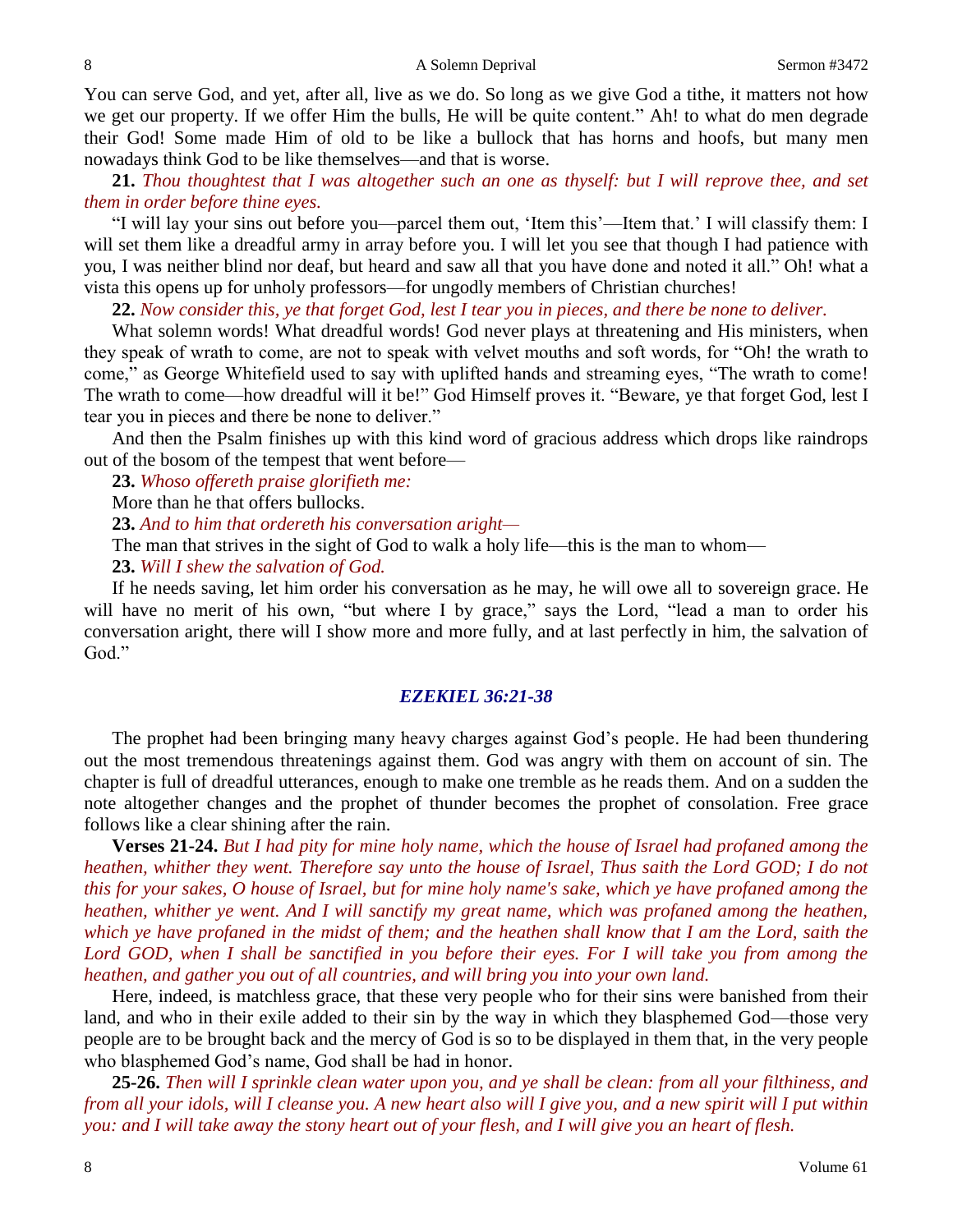You can serve God, and yet, after all, live as we do. So long as we give God a tithe, it matters not how we get our property. If we offer Him the bulls, He will be quite content." Ah! to what do men degrade their God! Some made Him of old to be like a bullock that has horns and hoofs, but many men nowadays think God to be like themselves—and that is worse.

**21.** *Thou thoughtest that I was altogether such an one as thyself: but I will reprove thee, and set them in order before thine eyes.*

"I will lay your sins out before you—parcel them out, 'Item this'—Item that.' I will classify them: I will set them like a dreadful army in array before you. I will let you see that though I had patience with you, I was neither blind nor deaf, but heard and saw all that you have done and noted it all." Oh! what a vista this opens up for unholy professors—for ungodly members of Christian churches!

**22.** *Now consider this, ye that forget God, lest I tear you in pieces, and there be none to deliver.*

What solemn words! What dreadful words! God never plays at threatening and His ministers, when they speak of wrath to come, are not to speak with velvet mouths and soft words, for "Oh! the wrath to come," as George Whitefield used to say with uplifted hands and streaming eyes, "The wrath to come! The wrath to come—how dreadful will it be!" God Himself proves it. "Beware, ye that forget God, lest I tear you in pieces and there be none to deliver."

And then the Psalm finishes up with this kind word of gracious address which drops like raindrops out of the bosom of the tempest that went before—

**23.** *Whoso offereth praise glorifieth me:*

More than he that offers bullocks.

**23.** *And to him that ordereth his conversation aright—*

The man that strives in the sight of God to walk a holy life—this is the man to whom—

**23.** *Will I shew the salvation of God.*

If he needs saving, let him order his conversation as he may, he will owe all to sovereign grace. He will have no merit of his own, "but where I by grace," says the Lord, "lead a man to order his conversation aright, there will I show more and more fully, and at last perfectly in him, the salvation of God."

## *EZEKIEL 36:21-38*

The prophet had been bringing many heavy charges against God's people. He had been thundering out the most tremendous threatenings against them. God was angry with them on account of sin. The chapter is full of dreadful utterances, enough to make one tremble as he reads them. And on a sudden the note altogether changes and the prophet of thunder becomes the prophet of consolation. Free grace follows like a clear shining after the rain.

**Verses 21-24.** *But I had pity for mine holy name, which the house of Israel had profaned among the heathen, whither they went. Therefore say unto the house of Israel, Thus saith the Lord GOD; I do not this for your sakes, O house of Israel, but for mine holy name's sake, which ye have profaned among the heathen, whither ye went. And I will sanctify my great name, which was profaned among the heathen, which ye have profaned in the midst of them; and the heathen shall know that I am the Lord, saith the Lord GOD, when I shall be sanctified in you before their eyes. For I will take you from among the heathen, and gather you out of all countries, and will bring you into your own land.*

Here, indeed, is matchless grace, that these very people who for their sins were banished from their land, and who in their exile added to their sin by the way in which they blasphemed God—those very people are to be brought back and the mercy of God is so to be displayed in them that, in the very people who blasphemed God's name, God shall be had in honor.

**25-26.** *Then will I sprinkle clean water upon you, and ye shall be clean: from all your filthiness, and from all your idols, will I cleanse you. A new heart also will I give you, and a new spirit will I put within you: and I will take away the stony heart out of your flesh, and I will give you an heart of flesh.*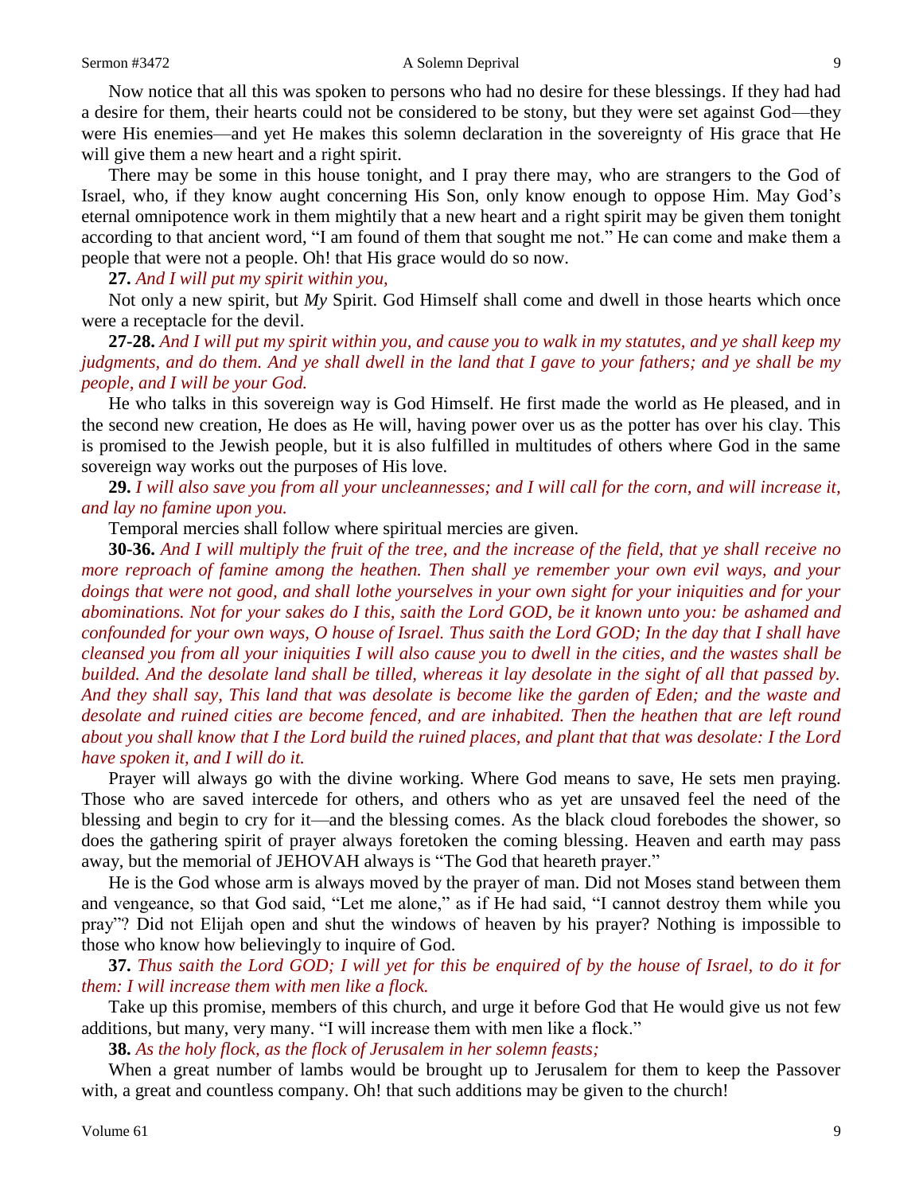Now notice that all this was spoken to persons who had no desire for these blessings. If they had had a desire for them, their hearts could not be considered to be stony, but they were set against God—they were His enemies—and yet He makes this solemn declaration in the sovereignty of His grace that He will give them a new heart and a right spirit.

There may be some in this house tonight, and I pray there may, who are strangers to the God of Israel, who, if they know aught concerning His Son, only know enough to oppose Him. May God's eternal omnipotence work in them mightily that a new heart and a right spirit may be given them tonight according to that ancient word, "I am found of them that sought me not." He can come and make them a people that were not a people. Oh! that His grace would do so now.

**27.** *And I will put my spirit within you,*

Not only a new spirit, but *My* Spirit. God Himself shall come and dwell in those hearts which once were a receptacle for the devil.

**27-28.** *And I will put my spirit within you, and cause you to walk in my statutes, and ye shall keep my judgments, and do them. And ye shall dwell in the land that I gave to your fathers; and ye shall be my people, and I will be your God.*

He who talks in this sovereign way is God Himself. He first made the world as He pleased, and in the second new creation, He does as He will, having power over us as the potter has over his clay. This is promised to the Jewish people, but it is also fulfilled in multitudes of others where God in the same sovereign way works out the purposes of His love.

**29.** *I will also save you from all your uncleannesses; and I will call for the corn, and will increase it, and lay no famine upon you.*

Temporal mercies shall follow where spiritual mercies are given.

**30-36.** *And I will multiply the fruit of the tree, and the increase of the field, that ye shall receive no more reproach of famine among the heathen. Then shall ye remember your own evil ways, and your doings that were not good, and shall lothe yourselves in your own sight for your iniquities and for your abominations. Not for your sakes do I this, saith the Lord GOD, be it known unto you: be ashamed and confounded for your own ways, O house of Israel. Thus saith the Lord GOD; In the day that I shall have cleansed you from all your iniquities I will also cause you to dwell in the cities, and the wastes shall be builded. And the desolate land shall be tilled, whereas it lay desolate in the sight of all that passed by. And they shall say, This land that was desolate is become like the garden of Eden; and the waste and desolate and ruined cities are become fenced, and are inhabited. Then the heathen that are left round about you shall know that I the Lord build the ruined places, and plant that that was desolate: I the Lord have spoken it, and I will do it.*

Prayer will always go with the divine working. Where God means to save, He sets men praying. Those who are saved intercede for others, and others who as yet are unsaved feel the need of the blessing and begin to cry for it—and the blessing comes. As the black cloud forebodes the shower, so does the gathering spirit of prayer always foretoken the coming blessing. Heaven and earth may pass away, but the memorial of JEHOVAH always is "The God that heareth prayer."

He is the God whose arm is always moved by the prayer of man. Did not Moses stand between them and vengeance, so that God said, "Let me alone," as if He had said, "I cannot destroy them while you pray"? Did not Elijah open and shut the windows of heaven by his prayer? Nothing is impossible to those who know how believingly to inquire of God.

**37.** *Thus saith the Lord GOD; I will yet for this be enquired of by the house of Israel, to do it for them: I will increase them with men like a flock.*

Take up this promise, members of this church, and urge it before God that He would give us not few additions, but many, very many. "I will increase them with men like a flock."

**38.** *As the holy flock, as the flock of Jerusalem in her solemn feasts;*

When a great number of lambs would be brought up to Jerusalem for them to keep the Passover with, a great and countless company. Oh! that such additions may be given to the church!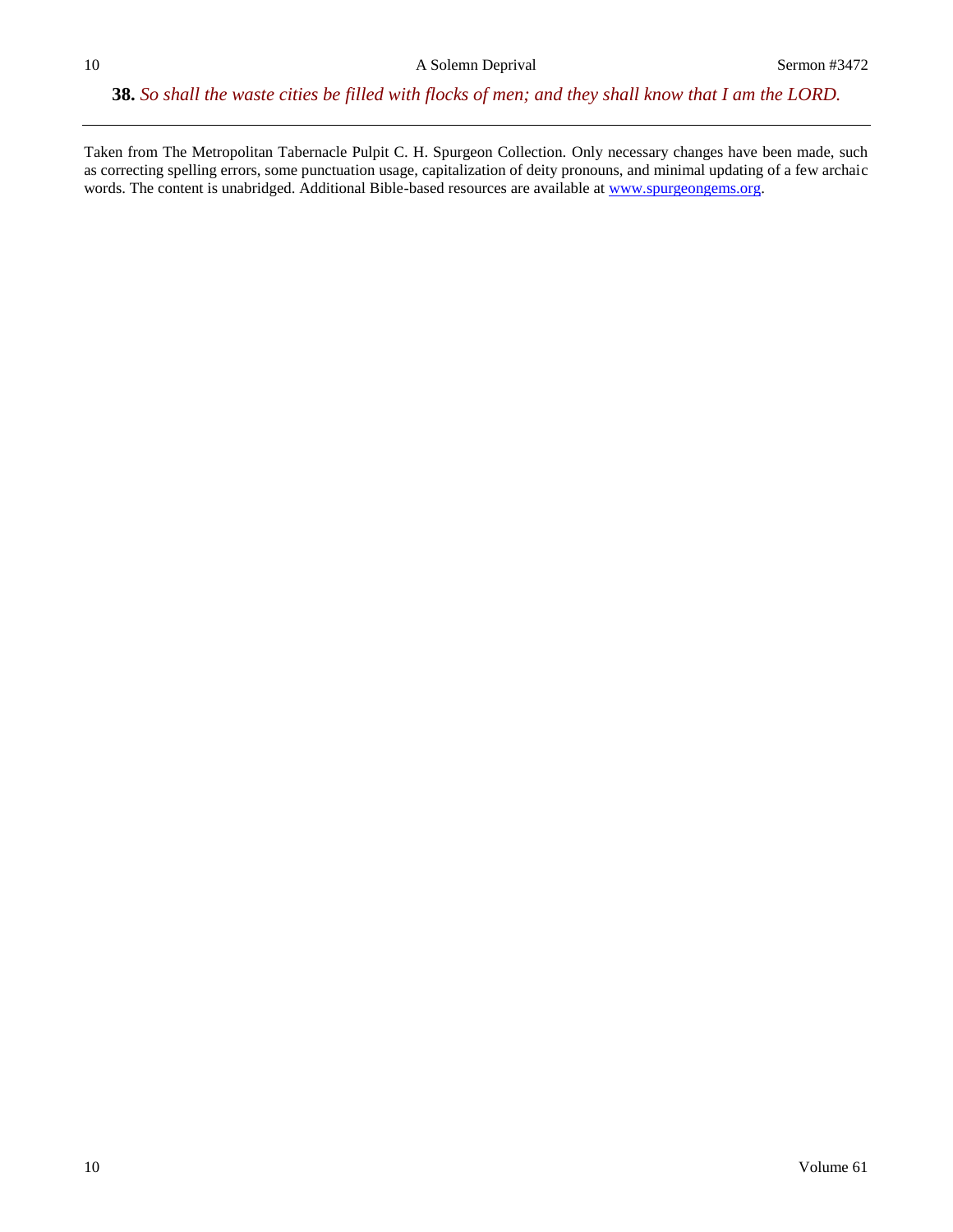**38.** *So shall the waste cities be filled with flocks of men; and they shall know that I am the LORD.*

---

Taken from The Metropolitan Tabernacle Pulpit C. H. Spurgeon Collection. Only necessary changes have been made, such as correcting spelling errors, some punctuation usage, capitalization of deity pronouns, and minimal updating of a few archaic words. The content is unabridged. Additional Bible-based resources are available at [www.spurgeongems.org](http://www.spurgeongems.org).